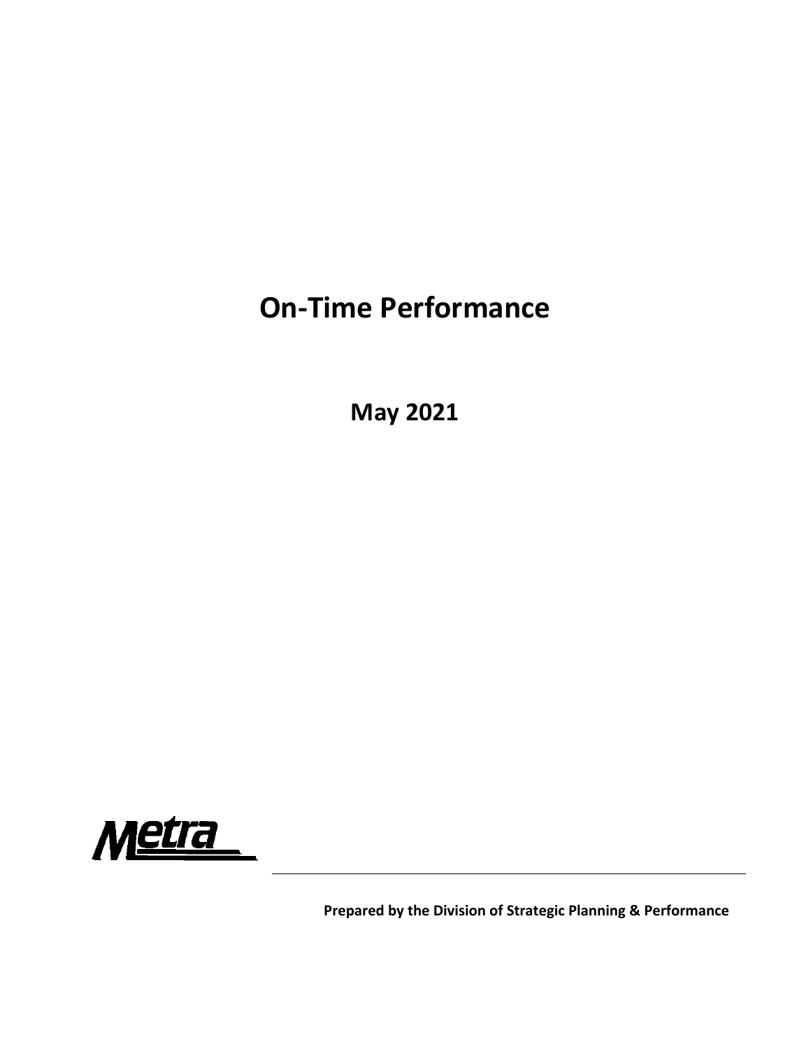# On-Time Performance

## May 2021

Metra

**Prepared by the Division of Strategic Planning & Performance**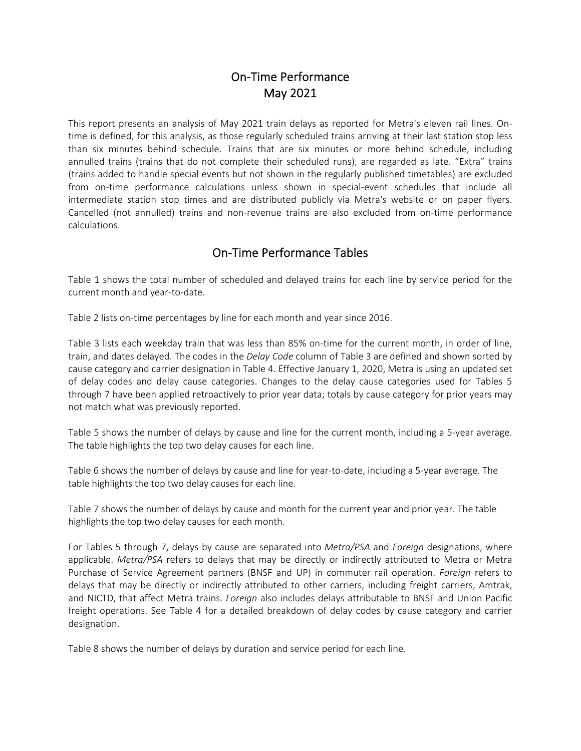# On-Time Performance
# May 2021

This report presents an analysis of May 2021 train delays as reported for Metra's eleven rail lines. On-time is defined, for this analysis, as those regularly scheduled trains arriving at their last station stop less than six minutes behind schedule. Trains that are six minutes or more behind schedule, including annulled trains (trains that do not complete their scheduled runs), are regarded as late. "Extra" trains (trains added to handle special events but not shown in the regularly published timetables) are excluded from on-time performance calculations unless shown in special-event schedules that include all intermediate station stop times and are distributed publicly via Metra's website or on paper flyers. Cancelled (not annulled) trains and non-revenue trains are also excluded from on-time performance calculations.

## On-Time Performance Tables

Table 1 shows the total number of scheduled and delayed trains for each line by service period for the current month and year-to-date.

Table 2 lists on-time percentages by line for each month and year since 2016.

Table 3 lists each weekday train that was less than 85% on-time for the current month, in order of line, train, and dates delayed. The codes in the *Delay Code* column of Table 3 are defined and shown sorted by cause category and carrier designation in Table 4. Effective January 1, 2020, Metra is using an updated set of delay codes and delay cause categories. Changes to the delay cause categories used for Tables 5 through 7 have been applied retroactively to prior year data; totals by cause category for prior years may not match what was previously reported.

Table 5 shows the number of delays by cause and line for the current month, including a 5-year average. The table highlights the top two delay causes for each line.

Table 6 shows the number of delays by cause and line for year-to-date, including a 5-year average. The table highlights the top two delay causes for each line.

Table 7 shows the number of delays by cause and month for the current year and prior year. The table highlights the top two delay causes for each month.

For Tables 5 through 7, delays by cause are separated into *Metra/PSA* and *Foreign* designations, where applicable. *Metra/PSA* refers to delays that may be directly or indirectly attributed to Metra or Metra Purchase of Service Agreement partners (BNSF and UP) in commuter rail operation. *Foreign* refers to delays that may be directly or indirectly attributed to other carriers, including freight carriers, Amtrak, and NICTD, that affect Metra trains. *Foreign* also includes delays attributable to BNSF and Union Pacific freight operations. See Table 4 for a detailed breakdown of delay codes by cause category and carrier designation.

Table 8 shows the number of delays by duration and service period for each line.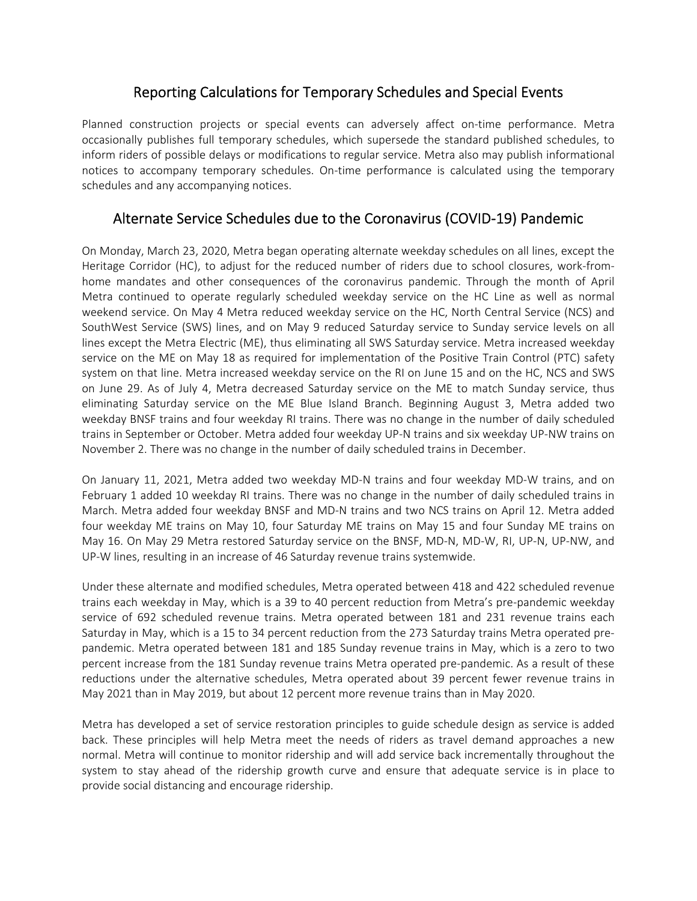## Reporting Calculations for Temporary Schedules and Special Events

Planned construction projects or special events can adversely affect on-time performance. Metra occasionally publishes full temporary schedules, which supersede the standard published schedules, to inform riders of possible delays or modifications to regular service. Metra also may publish informational notices to accompany temporary schedules. On-time performance is calculated using the temporary schedules and any accompanying notices.

## Alternate Service Schedules due to the Coronavirus (COVID-19) Pandemic

On Monday, March 23, 2020, Metra began operating alternate weekday schedules on all lines, except the Heritage Corridor (HC), to adjust for the reduced number of riders due to school closures, work-from-home mandates and other consequences of the coronavirus pandemic. Through the month of April Metra continued to operate regularly scheduled weekday service on the HC Line as well as normal weekend service. On May 4 Metra reduced weekday service on the HC, North Central Service (NCS) and SouthWest Service (SWS) lines, and on May 9 reduced Saturday service to Sunday service levels on all lines except the Metra Electric (ME), thus eliminating all SWS Saturday service. Metra increased weekday service on the ME on May 18 as required for implementation of the Positive Train Control (PTC) safety system on that line. Metra increased weekday service on the RI on June 15 and on the HC, NCS and SWS on June 29. As of July 4, Metra decreased Saturday service on the ME to match Sunday service, thus eliminating Saturday service on the ME Blue Island Branch. Beginning August 3, Metra added two weekday BNSF trains and four weekday RI trains. There was no change in the number of daily scheduled trains in September or October. Metra added four weekday UP-N trains and six weekday UP-NW trains on November 2. There was no change in the number of daily scheduled trains in December.

On January 11, 2021, Metra added two weekday MD-N trains and four weekday MD-W trains, and on February 1 added 10 weekday RI trains. There was no change in the number of daily scheduled trains in March. Metra added four weekday BNSF and MD-N trains and two NCS trains on April 12. Metra added four weekday ME trains on May 10, four Saturday ME trains on May 15 and four Sunday ME trains on May 16. On May 29 Metra restored Saturday service on the BNSF, MD-N, MD-W, RI, UP-N, UP-NW, and UP-W lines, resulting in an increase of 46 Saturday revenue trains systemwide.

Under these alternate and modified schedules, Metra operated between 418 and 422 scheduled revenue trains each weekday in May, which is a 39 to 40 percent reduction from Metra's pre-pandemic weekday service of 692 scheduled revenue trains. Metra operated between 181 and 231 revenue trains each Saturday in May, which is a 15 to 34 percent reduction from the 273 Saturday trains Metra operated pre-pandemic. Metra operated between 181 and 185 Sunday revenue trains in May, which is a zero to two percent increase from the 181 Sunday revenue trains Metra operated pre-pandemic. As a result of these reductions under the alternative schedules, Metra operated about 39 percent fewer revenue trains in May 2021 than in May 2019, but about 12 percent more revenue trains than in May 2020.

Metra has developed a set of service restoration principles to guide schedule design as service is added back. These principles will help Metra meet the needs of riders as travel demand approaches a new normal. Metra will continue to monitor ridership and will add service back incrementally throughout the system to stay ahead of the ridership growth curve and ensure that adequate service is in place to provide social distancing and encourage ridership.